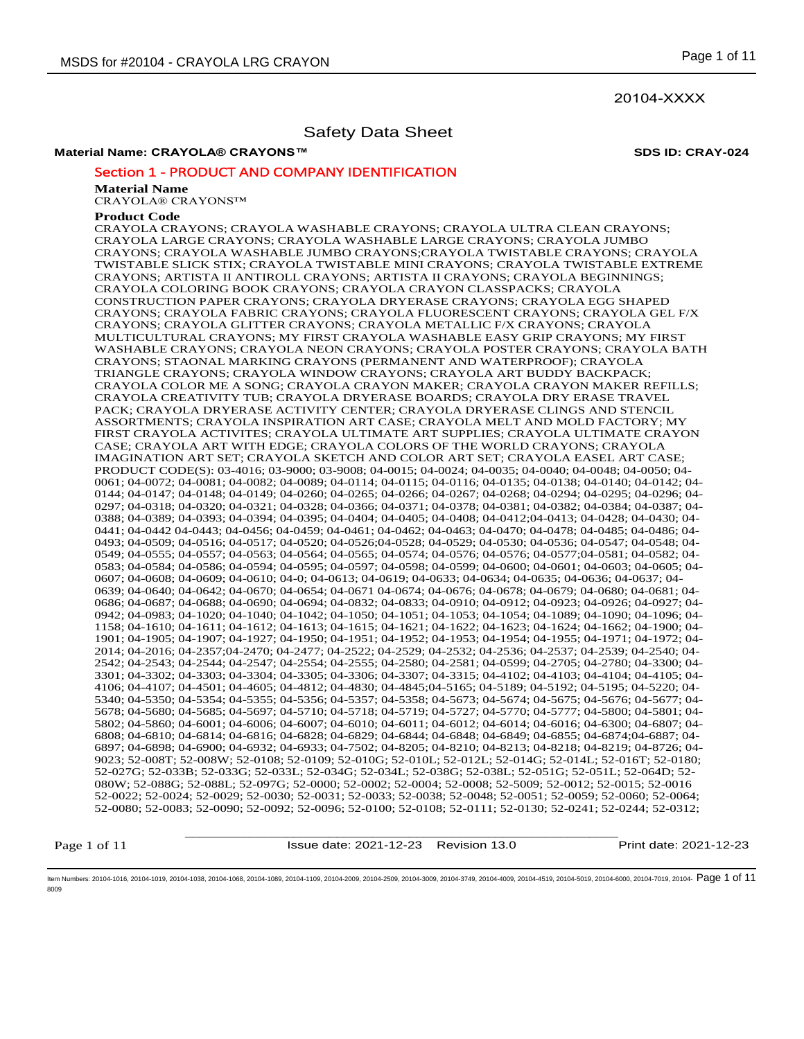20104-XXXX

# Safety Data Sheet

**Material Name: CRAYOLA® CRAYONS™** **SDS ID: CRAY-024**

## Section 1 - PRODUCT AND COMPANY IDENTIFICATION

### Material Name

CRAYOLA® CRAYONS™

### Product Code

CRAYOLA CRAYONS; CRAYOLA WASHABLE CRAYONS; CRAYOLA ULTRA CLEAN CRAYONS; CRAYOLA LARGE CRAYONS; CRAYOLA WASHABLE LARGE CRAYONS; CRAYOLA JUMBO CRAYONS; CRAYOLA WASHABLE JUMBO CRAYONS;CRAYOLA TWISTABLE CRAYONS; CRAYOLA TWISTABLE SLICK STIX; CRAYOLA TWISTABLE MINI CRAYONS; CRAYOLA TWISTABLE EXTREME CRAYONS; ARTISTA II ANTIROLL CRAYONS; ARTISTA II CRAYONS; CRAYOLA BEGINNINGS; CRAYOLA COLORING BOOK CRAYONS; CRAYOLA CRAYON CLASSPACKS; CRAYOLA CONSTRUCTION PAPER CRAYONS; CRAYOLA DRYERASE CRAYONS; CRAYOLA EGG SHAPED CRAYONS; CRAYOLA FABRIC CRAYONS; CRAYOLA FLUORESCENT CRAYONS; CRAYOLA GEL F/X CRAYONS; CRAYOLA GLITTER CRAYONS; CRAYOLA METALLIC F/X CRAYONS; CRAYOLA MULTICULTURAL CRAYONS; MY FIRST CRAYOLA WASHABLE EASY GRIP CRAYONS; MY FIRST WASHABLE CRAYONS; CRAYOLA NEON CRAYONS; CRAYOLA POSTER CRAYONS; CRAYOLA BATH CRAYONS; STAONAL MARKING CRAYONS (PERMANENT AND WATERPROOF); CRAYOLA TRIANGLE CRAYONS; CRAYOLA WINDOW CRAYONS; CRAYOLA ART BUDDY BACKPACK; CRAYOLA COLOR ME A SONG; CRAYOLA CRAYON MAKER; CRAYOLA CRAYON MAKER REFILLS; CRAYOLA CREATIVITY TUB; CRAYOLA DRYERASE BOARDS; CRAYOLA DRY ERASE TRAVEL PACK; CRAYOLA DRYERASE ACTIVITY CENTER; CRAYOLA DRYERASE CLINGS AND STENCIL ASSORTMENTS; CRAYOLA INSPIRATION ART CASE; CRAYOLA MELT AND MOLD FACTORY; MY FIRST CRAYOLA ACTIVITES; CRAYOLA ULTIMATE ART SUPPLIES; CRAYOLA ULTIMATE CRAYON CASE; CRAYOLA ART WITH EDGE; CRAYOLA COLORS OF THE WORLD CRAYONS; CRAYOLA IMAGINATION ART SET; CRAYOLA SKETCH AND COLOR ART SET; CRAYOLA EASEL ART CASE; PRODUCT CODE(S): 03-4016; 03-9000; 03-9008; 04-0015; 04-0024; 04-0035; 04-0040; 04-0048; 04-0050; 04-0061; 04-0072; 04-0081; 04-0082; 04-0089; 04-0114; 04-0115; 04-0116; 04-0135; 04-0138; 04-0140; 04-0142; 04-0144; 04-0147; 04-0148; 04-0149; 04-0260; 04-0265; 04-0266; 04-0267; 04-0268; 04-0294; 04-0295; 04-0296; 04-0297; 04-0318; 04-0320; 04-0321; 04-0328; 04-0366; 04-0371; 04-0378; 04-0381; 04-0382; 04-0384; 04-0387; 04-0388; 04-0389; 04-0393; 04-0394; 04-0395; 04-0404; 04-0405; 04-0408; 04-0412;04-0413; 04-0428; 04-0430; 04-0441; 04-0442 04-0443; 04-0456; 04-0459; 04-0461; 04-0462; 04-0463; 04-0470; 04-0478; 04-0485; 04-0486; 04-0493; 04-0509; 04-0516; 04-0517; 04-0520; 04-0526;04-0528; 04-0529; 04-0530; 04-0536; 04-0547; 04-0548; 04-0549; 04-0555; 04-0557; 04-0563; 04-0564; 04-0565; 04-0574; 04-0576; 04-0576; 04-0577;04-0581; 04-0582; 04-0583; 04-0584; 04-0586; 04-0594; 04-0595; 04-0597; 04-0598; 04-0599; 04-0600; 04-0601; 04-0603; 04-0605; 04-0607; 04-0608; 04-0609; 04-0610; 04-0; 04-0613; 04-0619; 04-0633; 04-0634; 04-0635; 04-0636; 04-0637; 04-0639; 04-0640; 04-0642; 04-0670; 04-0654; 04-0671 04-0674; 04-0676; 04-0678; 04-0679; 04-0680; 04-0681; 04-0686; 04-0687; 04-0688; 04-0690; 04-0694; 04-0832; 04-0833; 04-0910; 04-0912; 04-0923; 04-0926; 04-0927; 04-0942; 04-0983; 04-1020; 04-1040; 04-1042; 04-1050; 04-1051; 04-1053; 04-1054; 04-1089; 04-1090; 04-1096; 04-1158; 04-1610; 04-1611; 04-1612; 04-1613; 04-1615; 04-1621; 04-1622; 04-1623; 04-1624; 04-1662; 04-1900; 04-1901; 04-1905; 04-1907; 04-1927; 04-1950; 04-1951; 04-1952; 04-1953; 04-1954; 04-1955; 04-1971; 04-1972; 04-2014; 04-2016; 04-2357;04-2470; 04-2477; 04-2522; 04-2529; 04-2532; 04-2536; 04-2537; 04-2539; 04-2540; 04-2542; 04-2543; 04-2544; 04-2547; 04-2554; 04-2555; 04-2580; 04-2581; 04-0599; 04-2705; 04-2780; 04-3300; 04-3301; 04-3302; 04-3303; 04-3304; 04-3305; 04-3306; 04-3307; 04-3315; 04-4102; 04-4103; 04-4104; 04-4105; 04-4106; 04-4107; 04-4501; 04-4605; 04-4812; 04-4830; 04-4845;04-5165; 04-5189; 04-5192; 04-5195; 04-5220; 04-5340; 04-5350; 04-5354; 04-5355; 04-5356; 04-5357; 04-5358; 04-5673; 04-5674; 04-5675; 04-5676; 04-5677; 04-5678; 04-5680; 04-5685; 04-5697; 04-5710; 04-5718; 04-5719; 04-5727; 04-5770; 04-5777; 04-5800; 04-5801; 04-5802; 04-5860; 04-6001; 04-6006; 04-6007; 04-6010; 04-6011; 04-6012; 04-6014; 04-6016; 04-6300; 04-6807; 04-6808; 04-6810; 04-6814; 04-6816; 04-6828; 04-6829; 04-6844; 04-6848; 04-6849; 04-6855; 04-6874;04-6887; 04-6897; 04-6898; 04-6900; 04-6932; 04-6933; 04-7502; 04-8205; 04-8210; 04-8213; 04-8218; 04-8219; 04-8726; 04-9023; 52-008T; 52-008W; 52-0108; 52-0109; 52-010G; 52-010L; 52-012L; 52-014G; 52-014L; 52-016T; 52-0180; 52-027G; 52-033B; 52-033G; 52-033L; 52-034G; 52-034L; 52-038G; 52-038L; 52-051G; 52-051L; 52-064D; 52-080W; 52-088G; 52-088L; 52-097G; 52-0000; 52-0002; 52-0004; 52-0008; 52-5009; 52-0012; 52-0015; 52-0016 52-0022; 52-0024; 52-0029; 52-0030; 52-0031; 52-0033; 52-0038; 52-0048; 52-0051; 52-0059; 52-0060; 52-0064; 52-0080; 52-0083; 52-0090; 52-0092; 52-0096; 52-0100; 52-0108; 52-0111; 52-0130; 52-0241; 52-0244; 52-0312;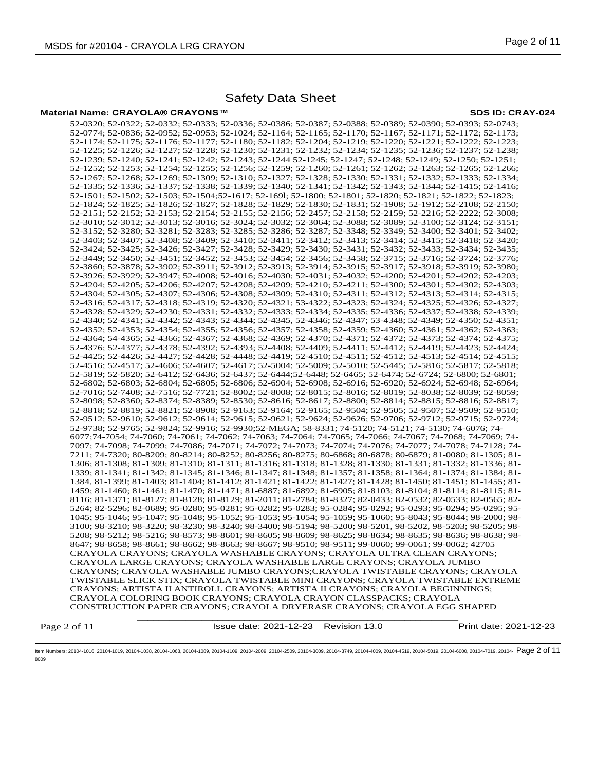# Safety Data Sheet

**Material Name: CRAYOLA® CRAYONS™** **SDS ID: CRAY-024**

52-0320; 52-0322; 52-0332; 52-0333; 52-0336; 52-0386; 52-0387; 52-0388; 52-0389; 52-0390; 52-0393; 52-0743; 52-0774; 52-0836; 52-0952; 52-0953; 52-1024; 52-1164; 52-1165; 52-1170; 52-1167; 52-1171; 52-1172; 52-1173; 52-1174; 52-1175; 52-1176; 52-1177; 52-1180; 52-1182; 52-1204; 52-1219; 52-1220; 52-1221; 52-1222; 52-1223; 52-1225; 52-1226; 52-1227; 52-1228; 52-1230; 52-1231; 52-1232; 52-1234; 52-1235; 52-1236; 52-1237; 52-1238; 52-1239; 52-1240; 52-1241; 52-1242; 52-1243; 52-1244 52-1245; 52-1247; 52-1248; 52-1249; 52-1250; 52-1251; 52-1252; 52-1253; 52-1254; 52-1255; 52-1256; 52-1259; 52-1260; 52-1261; 52-1262; 52-1263; 52-1265; 52-1266; 52-1267; 52-1268; 52-1269; 52-1309; 52-1310; 52-1327; 52-1328; 52-1330; 52-1331; 52-1332; 52-1333; 52-1334; 52-1335; 52-1336; 52-1337; 52-1338; 52-1339; 52-1340; 52-1341; 52-1342; 52-1343; 52-1344; 52-1415; 52-1416; 52-1501; 52-1502; 52-1503; 52-1504;52-1617; 52-169l; 52-1800; 52-1801; 52-1820; 52-1821; 52-1822; 52-1823; 52-1824; 52-1825; 52-1826; 52-1827; 52-1828; 52-1829; 52-1830; 52-1831; 52-1908; 52-1912; 52-2108; 52-2150; 52-2151; 52-2152; 52-2153; 52-2154; 52-2155; 52-2156; 52-2457; 52-2158; 52-2159; 52-2216; 52-2222; 52-3008; 52-3010; 52-3012; 52-3013; 52-3016; 52-3024; 52-3032; 52-3064; 52-3088; 52-3089; 52-3100; 52-3124; 52-3151; 52-3152; 52-3280; 52-3281; 52-3283; 52-3285; 52-3286; 52-3287; 52-3348; 52-3349; 52-3400; 52-3401; 52-3402; 52-3403; 52-3407; 52-3408; 52-3409; 52-3410; 52-3411; 52-3412; 52-3413; 52-3414; 52-3415; 52-3418; 52-3420; 52-3424; 52-3425; 52-3426; 52-3427; 52-3428; 52-3429; 52-3430; 52-3431; 52-3432; 52-3433; 52-3434; 52-3435; 52-3449; 52-3450; 52-3451; 52-3452; 52-3453; 52-3454; 52-3456; 52-3458; 52-3715; 52-3716; 52-3724; 52-3776; 52-3860; 52-3878; 52-3902; 52-3911; 52-3912; 52-3913; 52-3914; 52-3915; 52-3917; 52-3918; 52-3919; 52-3980; 52-3926; 52-3929; 52-3947; 52-4008; 52-4016; 52-4030; 52-4031; 52-4032; 52-4200; 52-4201; 52-4202; 52-4203; 52-4204; 52-4205; 52-4206; 52-4207; 52-4208; 52-4209; 52-4210; 52-4211; 52-4300; 52-4301; 52-4302; 52-4303; 52-4304; 52-4305; 52-4307; 52-4306; 52-4308; 52-4309; 52-4310; 52-4311; 52-4312; 52-4313; 52-4314; 52-4315; 52-4316; 52-4317; 52-4318; 52-4319; 52-4320; 52-4321; 53-4322; 52-4323; 52-4324; 52-4325; 52-4326; 52-4327; 52-4328; 52-4329; 52-4230; 52-4331; 52-4332; 52-4333; 52-4334; 52-4335; 52-4336; 52-4337; 52-4338; 52-4339; 52-4340; 52-4341; 52-4342; 52-4343; 52-4344; 52-4345; 52-4346; 52-4347; 53-4348; 52-4349; 52-4350; 52-4351; 52-4352; 52-4353; 52-4354; 52-4355; 52-4356; 52-4357; 52-4358; 52-4359; 52-4360; 52-4361; 52-4362; 52-4363; 52-4364; 54-4365; 52-4366; 52-4367; 52-4368; 52-4369; 52-4370; 52-4371; 52-4372; 52-4373; 52-4374; 52-4375; 52-4376; 52-4377; 52-4378; 52-4392; 52-4393; 52-4408; 52-4409; 52-4411; 52-4412; 52-4419; 52-4423; 52-4424; 52-4425; 52-4426; 52-4427; 52-4428; 52-4448; 52-4419; 52-4510; 52-4511; 52-4512; 52-4513; 52-4514; 52-4515; 52-4516; 52-4517; 52-4606; 52-4607; 52-4617; 52-5004; 52-5009; 52-5010; 52-5445; 52-5816; 52-5817; 52-5818; 52-5819; 52-5820; 52-6412; 52-6436; 52-6437; 52-6444;52-6448; 52-6465; 52-6474; 52-6724; 52-6800; 52-6801; 52-6802; 52-6803; 52-6804; 52-6805; 52-6806; 52-6904; 52-6908; 52-6916; 52-6920; 52-6924; 52-6948; 52-6964; 52-7016; 52-7408; 52-7516; 52-7721; 52-8002; 52-8008; 52-8015; 52-8016; 52-8019; 52-8038; 52-8039; 52-8059; 52-8098; 52-8360; 52-8374; 52-8389; 52-8530; 52-8616; 52-8617; 52-8800; 52-8814; 52-8815; 52-8816; 52-8817; 52-8818; 52-8819; 52-8821; 52-8908; 52-9163; 52-9164; 52-9165; 52-9504; 52-9505; 52-9507; 52-9509; 52-9510; 52-9512; 52-9610; 52-9612; 52-9614; 52-9615; 52-9621; 52-9624; 52-9626; 52-9706; 52-9712; 52-9715; 52-9724; 52-9738; 52-9765; 52-9824; 52-9916; 52-9930;52-MEGA; 58-8331; 74-5120; 74-5121; 74-5130; 74-6076; 74-6077;74-7054; 74-7060; 74-7061; 74-7062; 74-7063; 74-7064; 74-7065; 74-7066; 74-7067; 74-7068; 74-7069; 74-7097; 74-7098; 74-7099; 74-7086; 74-7071; 74-7072; 74-7073; 74-7074; 74-7076; 74-7077; 74-7078; 74-7128; 74-7211; 74-7320; 80-8209; 80-8214; 80-8252; 80-8256; 80-8275; 80-6868; 80-6878; 80-6879; 81-0080; 81-1305; 81-1306; 81-1308; 81-1309; 81-1310; 81-1311; 81-1316; 81-1318; 81-1328; 81-1330; 81-1331; 81-1332; 81-1336; 81-1339; 81-1341; 81-1342; 81-1345; 81-1346; 81-1347; 81-1348; 81-1357; 81-1358; 81-1364; 81-1374; 81-1384; 81-1384, 81-1399; 81-1403; 81-1404; 81-1412; 81-1421; 81-1422; 81-1427; 81-1428; 81-1450; 81-1451; 81-1455; 81-1459; 81-1460; 81-1461; 81-1470; 81-1471; 81-6887; 81-6892; 81-6905; 81-8103; 81-8104; 81-8114; 81-8115; 81-8116; 81-1371; 81-8127; 81-8128; 81-8129; 81-2011; 81-2784; 81-8327; 82-0433; 82-0532; 82-0533; 82-0565; 82-5264; 82-5296; 82-0689; 95-0280; 95-0281; 95-0282; 95-0283; 95-0284; 95-0292; 95-0293; 95-0294; 95-0295; 95-1045; 95-1046; 95-1047; 95-1048; 95-1052; 95-1053; 95-1054; 95-1059; 95-1060; 95-8043; 95-8044; 98-2000; 98-3100; 98-3210; 98-3220; 98-3230; 98-3240; 98-3400; 98-5194; 98-5200; 98-5201, 98-5202; 98-5203; 98-5205; 98-5208; 98-5212; 98-5216; 98-8573; 98-8601; 98-8605; 98-8609; 98-8625; 98-8634; 98-8635; 98-8636; 98-8638; 98-8647; 98-8658; 98-8661; 98-8662; 98-8663; 98-8667; 98-9510; 98-9511; 99-0060; 99-0061; 99-0062; 42705

CRAYOLA CRAYONS; CRAYOLA WASHABLE CRAYONS; CRAYOLA ULTRA CLEAN CRAYONS; CRAYOLA LARGE CRAYONS; CRAYOLA WASHABLE LARGE CRAYONS; CRAYOLA JUMBO CRAYONS; CRAYOLA WASHABLE JUMBO CRAYONS;CRAYOLA TWISTABLE CRAYONS; CRAYOLA TWISTABLE SLICK STIX; CRAYOLA TWISTABLE MINI CRAYONS; CRAYOLA TWISTABLE EXTREME CRAYONS; ARTISTA II ANTIROLL CRAYONS; ARTISTA II CRAYONS; CRAYOLA BEGINNINGS; CRAYOLA COLORING BOOK CRAYONS; CRAYOLA CRAYON CLASSPACKS; CRAYOLA CONSTRUCTION PAPER CRAYONS; CRAYOLA DRYERASE CRAYONS; CRAYOLA EGG SHAPED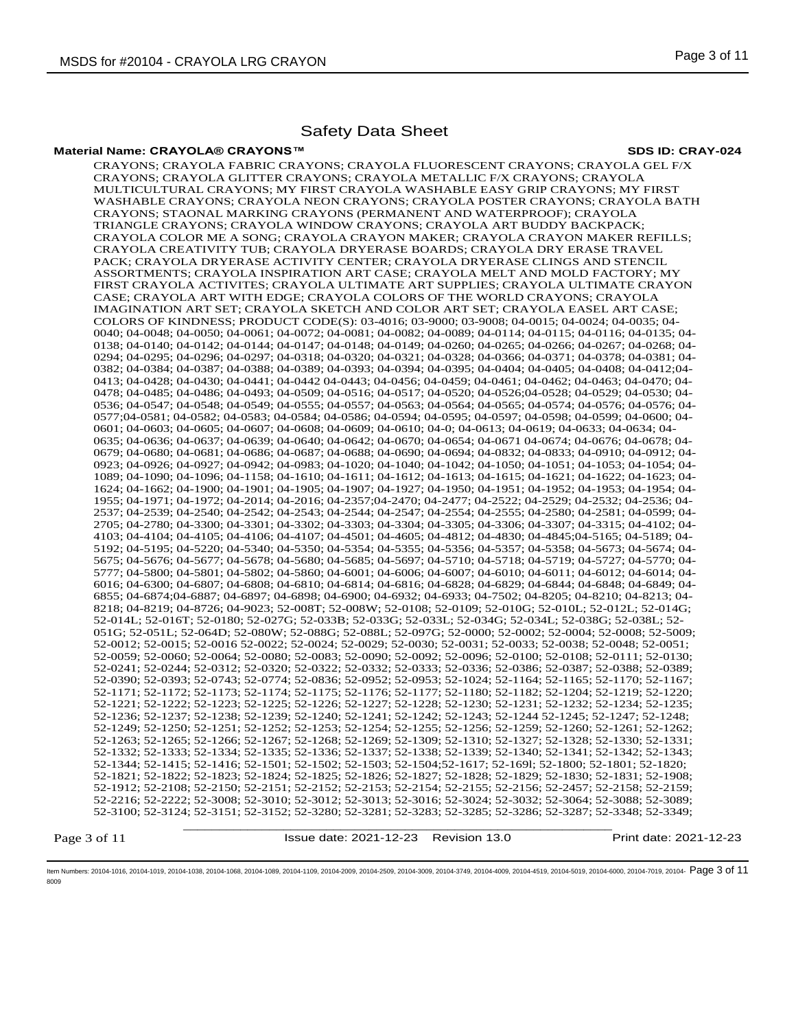# Safety Data Sheet

**Material Name: CRAYOLA® CRAYONS™** **SDS ID: CRAY-024**

CRAYONS; CRAYOLA FABRIC CRAYONS; CRAYOLA FLUORESCENT CRAYONS; CRAYOLA GEL F/X CRAYONS; CRAYOLA GLITTER CRAYONS; CRAYOLA METALLIC F/X CRAYONS; CRAYOLA MULTICULTURAL CRAYONS; MY FIRST CRAYOLA WASHABLE EASY GRIP CRAYONS; MY FIRST WASHABLE CRAYONS; CRAYOLA NEON CRAYONS; CRAYOLA POSTER CRAYONS; CRAYOLA BATH CRAYONS; STAONAL MARKING CRAYONS (PERMANENT AND WATERPROOF); CRAYOLA TRIANGLE CRAYONS; CRAYOLA WINDOW CRAYONS; CRAYOLA ART BUDDY BACKPACK; CRAYOLA COLOR ME A SONG; CRAYOLA CRAYON MAKER; CRAYOLA CRAYON MAKER REFILLS; CRAYOLA CREATIVITY TUB; CRAYOLA DRYERASE BOARDS; CRAYOLA DRY ERASE TRAVEL PACK; CRAYOLA DRYERASE ACTIVITY CENTER; CRAYOLA DRYERASE CLINGS AND STENCIL ASSORTMENTS; CRAYOLA INSPIRATION ART CASE; CRAYOLA MELT AND MOLD FACTORY; MY FIRST CRAYOLA ACTIVITES; CRAYOLA ULTIMATE ART SUPPLIES; CRAYOLA ULTIMATE CRAYON CASE; CRAYOLA ART WITH EDGE; CRAYOLA COLORS OF THE WORLD CRAYONS; CRAYOLA IMAGINATION ART SET; CRAYOLA SKETCH AND COLOR ART SET; CRAYOLA EASEL ART CASE; COLORS OF KINDNESS; PRODUCT CODE(S): 03-4016; 03-9000; 03-9008; 04-0015; 04-0024; 04-0035; 04-0040; 04-0048; 04-0050; 04-0061; 04-0072; 04-0081; 04-0082; 04-0089; 04-0114; 04-0115; 04-0116; 04-0135; 04-0138; 04-0140; 04-0142; 04-0144; 04-0147; 04-0148; 04-0149; 04-0260; 04-0265; 04-0266; 04-0267; 04-0268; 04-0294; 04-0295; 04-0296; 04-0297; 04-0318; 04-0320; 04-0321; 04-0328; 04-0366; 04-0371; 04-0378; 04-0381; 04-0382; 04-0384; 04-0387; 04-0388; 04-0389; 04-0393; 04-0394; 04-0395; 04-0404; 04-0405; 04-0408; 04-0412;04-0413; 04-0428; 04-0430; 04-0441; 04-0442 04-0443; 04-0456; 04-0459; 04-0461; 04-0462; 04-0463; 04-0470; 04-0478; 04-0485; 04-0486; 04-0493; 04-0509; 04-0516; 04-0517; 04-0520; 04-0526;04-0528; 04-0529; 04-0530; 04-0536; 04-0547; 04-0548; 04-0549; 04-0555; 04-0557; 04-0563; 04-0564; 04-0565; 04-0574; 04-0576; 04-0576; 04-0577;04-0581; 04-0582; 04-0583; 04-0584; 04-0586; 04-0594; 04-0595; 04-0597; 04-0598; 04-0599; 04-0600; 04-0601; 04-0603; 04-0605; 04-0607; 04-0608; 04-0609; 04-0610; 04-0; 04-0613; 04-0619; 04-0633; 04-0634; 04-0635; 04-0636; 04-0637; 04-0639; 04-0640; 04-0642; 04-0670; 04-0654; 04-0671 04-0674; 04-0676; 04-0678; 04-0679; 04-0680; 04-0681; 04-0686; 04-0687; 04-0688; 04-0690; 04-0694; 04-0832; 04-0833; 04-0910; 04-0912; 04-0923; 04-0926; 04-0927; 04-0942; 04-0983; 04-1020; 04-1040; 04-1042; 04-1050; 04-1051; 04-1053; 04-1054; 04-1089; 04-1090; 04-1096; 04-1158; 04-1610; 04-1611; 04-1612; 04-1613; 04-1615; 04-1621; 04-1622; 04-1623; 04-1624; 04-1662; 04-1900; 04-1901; 04-1905; 04-1907; 04-1927; 04-1950; 04-1951; 04-1952; 04-1953; 04-1954; 04-1955; 04-1971; 04-1972; 04-2014; 04-2016; 04-2357;04-2470; 04-2477; 04-2522; 04-2529; 04-2532; 04-2536; 04-2537; 04-2539; 04-2540; 04-2542; 04-2543; 04-2544; 04-2547; 04-2554; 04-2555; 04-2580; 04-2581; 04-0599; 04-2705; 04-2780; 04-3300; 04-3301; 04-3302; 04-3303; 04-3304; 04-3305; 04-3306; 04-3307; 04-3315; 04-4102; 04-4103; 04-4104; 04-4105; 04-4106; 04-4107; 04-4501; 04-4605; 04-4812; 04-4830; 04-4845;04-5165; 04-5189; 04-5192; 04-5195; 04-5220; 04-5340; 04-5350; 04-5354; 04-5355; 04-5356; 04-5357; 04-5358; 04-5673; 04-5674; 04-5675; 04-5676; 04-5677; 04-5678; 04-5680; 04-5685; 04-5697; 04-5710; 04-5718; 04-5719; 04-5727; 04-5770; 04-5777; 04-5800; 04-5801; 04-5802; 04-5860; 04-6001; 04-6006; 04-6007; 04-6010; 04-6011; 04-6012; 04-6014; 04-6016; 04-6300; 04-6807; 04-6808; 04-6810; 04-6814; 04-6816; 04-6828; 04-6829; 04-6844; 04-6848; 04-6849; 04-6855; 04-6874;04-6887; 04-6897; 04-6898; 04-6900; 04-6932; 04-6933; 04-7502; 04-8205; 04-8210; 04-8213; 04-8218; 04-8219; 04-8726; 04-9023; 52-008T; 52-008W; 52-0108; 52-0109; 52-010G; 52-010L; 52-012L; 52-014G; 52-014L; 52-016T; 52-0180; 52-027G; 52-033B; 52-033G; 52-033L; 52-034G; 52-034L; 52-038G; 52-038L; 52-051G; 52-051L; 52-064D; 52-080W; 52-088G; 52-088L; 52-097G; 52-0000; 52-0002; 52-0004; 52-0008; 52-5009; 52-0012; 52-0015; 52-0016 52-0022; 52-0024; 52-0029; 52-0030; 52-0031; 52-0033; 52-0038; 52-0048; 52-0051; 52-0059; 52-0060; 52-0064; 52-0080; 52-0083; 52-0090; 52-0092; 52-0096; 52-0100; 52-0108; 52-0111; 52-0130; 52-0241; 52-0244; 52-0312; 52-0320; 52-0322; 52-0332; 52-0333; 52-0336; 52-0386; 52-0387; 52-0388; 52-0389; 52-0390; 52-0393; 52-0743; 52-0774; 52-0836; 52-0952; 52-0953; 52-1024; 52-1164; 52-1165; 52-1170; 52-1167; 52-1171; 52-1172; 52-1173; 52-1174; 52-1175; 52-1176; 52-1177; 52-1180; 52-1182; 52-1204; 52-1219; 52-1220; 52-1221; 52-1222; 52-1223; 52-1225; 52-1226; 52-1227; 52-1228; 52-1230; 52-1231; 52-1232; 52-1234; 52-1235; 52-1236; 52-1237; 52-1238; 52-1239; 52-1240; 52-1241; 52-1242; 52-1243; 52-1244 52-1245; 52-1247; 52-1248; 52-1249; 52-1250; 52-1251; 52-1252; 52-1253; 52-1254; 52-1255; 52-1256; 52-1259; 52-1260; 52-1261; 52-1262; 52-1263; 52-1265; 52-1266; 52-1267; 52-1268; 52-1269; 52-1309; 52-1310; 52-1327; 52-1328; 52-1330; 52-1331; 52-1332; 52-1333; 52-1334; 52-1335; 52-1336; 52-1337; 52-1338; 52-1339; 52-1340; 52-1341; 52-1342; 52-1343; 52-1344; 52-1415; 52-1416; 52-1501; 52-1502; 52-1503; 52-1504;52-1617; 52-169l; 52-1800; 52-1801; 52-1820; 52-1821; 52-1822; 52-1823; 52-1824; 52-1825; 52-1826; 52-1827; 52-1828; 52-1829; 52-1830; 52-1831; 52-1908; 52-1912; 52-2108; 52-2150; 52-2151; 52-2152; 52-2153; 52-2154; 52-2155; 52-2156; 52-2457; 52-2158; 52-2159; 52-2216; 52-2222; 52-3008; 52-3010; 52-3012; 52-3013; 52-3016; 52-3024; 52-3032; 52-3064; 52-3088; 52-3089; 52-3100; 52-3124; 52-3151; 52-3152; 52-3280; 52-3281; 52-3283; 52-3285; 52-3286; 52-3287; 52-3348; 52-3349;

Issue date: 2021-12-23 Revision 13.0 Print date: 2021-12-23

Item Numbers: 20104-1016, 20104-1019, 20104-1038, 20104-1068, 20104-1089, 20104-1109, 20104-2009, 20104-2509, 20104-3009, 20104-3749, 20104-4009, 20104-4519, 20104-5019, 20104-6000, 20104-7019, 20104-8009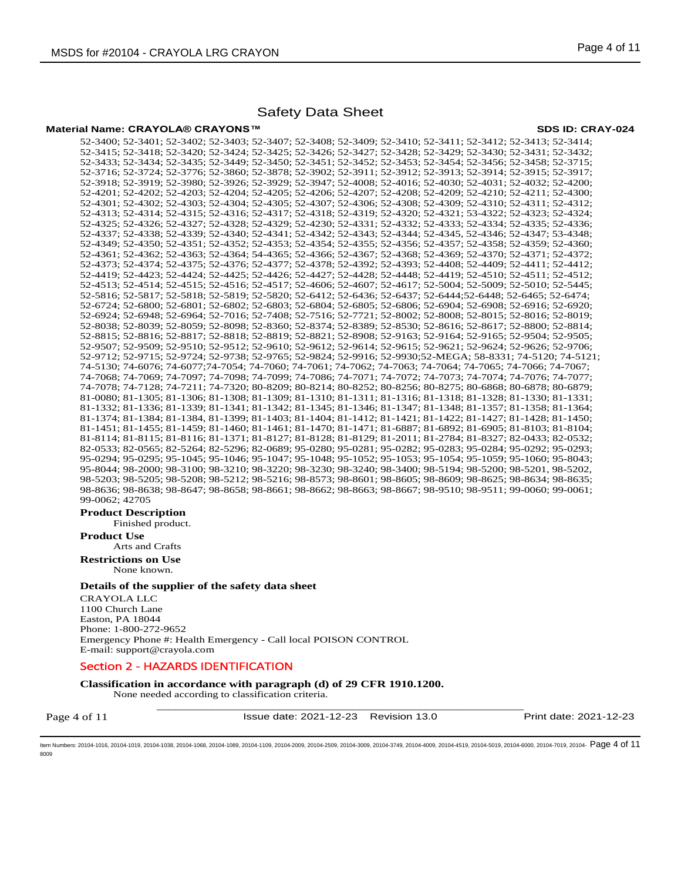Safety Data Sheet

**Material Name: CRAYOLA® CRAYONS™** **SDS ID: CRAY-024**

52-3400; 52-3401; 52-3402; 52-3403; 52-3407; 52-3408; 52-3409; 52-3410; 52-3411; 52-3412; 52-3413; 52-3414; 52-3415; 52-3418; 52-3420; 52-3424; 52-3425; 52-3426; 52-3427; 52-3428; 52-3429; 52-3430; 52-3431; 52-3432; 52-3433; 52-3434; 52-3435; 52-3449; 52-3450; 52-3451; 52-3452; 52-3453; 52-3454; 52-3456; 52-3458; 52-3715; 52-3716; 52-3724; 52-3776; 52-3860; 52-3878; 52-3902; 52-3911; 52-3912; 52-3913; 52-3914; 52-3915; 52-3917; 52-3918; 52-3919; 52-3980; 52-3926; 52-3929; 52-3947; 52-4008; 52-4016; 52-4030; 52-4031; 52-4032; 52-4200; 52-4201; 52-4202; 52-4203; 52-4204; 52-4205; 52-4206; 52-4207; 52-4208; 52-4209; 52-4210; 52-4211; 52-4300; 52-4301; 52-4302; 52-4303; 52-4304; 52-4305; 52-4307; 52-4306; 52-4308; 52-4309; 52-4310; 52-4311; 52-4312; 52-4313; 52-4314; 52-4315; 52-4316; 52-4317; 52-4318; 52-4319; 52-4320; 52-4321; 53-4322; 52-4323; 52-4324; 52-4325; 52-4326; 52-4327; 52-4328; 52-4329; 52-4230; 52-4331; 52-4332; 52-4333; 52-4334; 52-4335; 52-4336; 52-4337; 52-4338; 52-4339; 52-4340; 52-4341; 52-4342; 52-4343; 52-4344; 52-4345, 52-4346; 52-4347; 53-4348; 52-4349; 52-4350; 52-4351; 52-4352; 52-4353; 52-4354; 52-4355; 52-4356; 52-4357; 52-4358; 52-4359; 52-4360; 52-4361; 52-4362; 52-4363; 52-4364; 54-4365; 52-4366; 52-4367; 52-4368; 52-4369; 52-4370; 52-4371; 52-4372; 52-4373; 52-4374; 52-4375; 52-4376; 52-4377; 52-4378; 52-4392; 52-4393; 52-4408; 52-4409; 52-4411; 52-4412; 52-4419; 52-4423; 52-4424; 52-4425; 52-4426; 52-4427; 52-4428; 52-4448; 52-4419; 52-4510; 52-4511; 52-4512; 52-4513; 52-4514; 52-4515; 52-4516; 52-4517; 52-4606; 52-4607; 52-4617; 52-5004; 52-5009; 52-5010; 52-5445; 52-5816; 52-5817; 52-5818; 52-5819; 52-5820; 52-6412; 52-6436; 52-6437; 52-6444;52-6448; 52-6465; 52-6474; 52-6724; 52-6800; 52-6801; 52-6802; 52-6803; 52-6804; 52-6805; 52-6806; 52-6904; 52-6908; 52-6916; 52-6920; 52-6924; 52-6948; 52-6964; 52-7016; 52-7408; 52-7516; 52-7721; 52-8002; 52-8008; 52-8015; 52-8016; 52-8019; 52-8038; 52-8039; 52-8059; 52-8098; 52-8360; 52-8374; 52-8389; 52-8530; 52-8616; 52-8617; 52-8800; 52-8814; 52-8815; 52-8816; 52-8817; 52-8818; 52-8819; 52-8821; 52-8908; 52-9163; 52-9164; 52-9165; 52-9504; 52-9505; 52-9507; 52-9509; 52-9510; 52-9512; 52-9610; 52-9612; 52-9614; 52-9615; 52-9621; 52-9624; 52-9626; 52-9706; 52-9712; 52-9715; 52-9724; 52-9738; 52-9765; 52-9824; 52-9916; 52-9930;52-MEGA; 58-8331; 74-5120; 74-5121; 74-5130; 74-6076; 74-6077;74-7054; 74-7060; 74-7061; 74-7062; 74-7063; 74-7064; 74-7065; 74-7066; 74-7067; 74-7068; 74-7069; 74-7097; 74-7098; 74-7099; 74-7086; 74-7071; 74-7072; 74-7073; 74-7074; 74-7076; 74-7077; 74-7078; 74-7128; 74-7211; 74-7320; 80-8209; 80-8214; 80-8252; 80-8256; 80-8275; 80-6868; 80-6878; 80-6879; 81-0080; 81-1305; 81-1306; 81-1308; 81-1309; 81-1310; 81-1311; 81-1316; 81-1318; 81-1328; 81-1330; 81-1331; 81-1332; 81-1336; 81-1339; 81-1341; 81-1342; 81-1345; 81-1346; 81-1347; 81-1348; 81-1357; 81-1358; 81-1364; 81-1374; 81-1384; 81-1384, 81-1399; 81-1403; 81-1404; 81-1412; 81-1421; 81-1422; 81-1427; 81-1428; 81-1450; 81-1451; 81-1455; 81-1459; 81-1460; 81-1461; 81-1470; 81-1471; 81-6887; 81-6892; 81-6905; 81-8103; 81-8104; 81-8114; 81-8115; 81-8116; 81-1371; 81-8127; 81-8128; 81-8129; 81-2011; 81-2784; 81-8327; 82-0433; 82-0532; 82-0533; 82-0565; 82-5264; 82-5296; 82-0689; 95-0280; 95-0281; 95-0282; 95-0283; 95-0284; 95-0292; 95-0293; 95-0294; 95-0295; 95-1045; 95-1046; 95-1047; 95-1048; 95-1052; 95-1053; 95-1054; 95-1059; 95-1060; 95-8043; 95-8044; 98-2000; 98-3100; 98-3210; 98-3220; 98-3230; 98-3240; 98-3400; 98-5194; 98-5200; 98-5201, 98-5202, 98-5203; 98-5205; 98-5208; 98-5212; 98-5216; 98-8573; 98-8601; 98-8605; 98-8609; 98-8625; 98-8634; 98-8635; 98-8636; 98-8638; 98-8647; 98-8658; 98-8661; 98-8662; 98-8663; 98-8667; 98-9510; 98-9511; 99-0060; 99-0061; 99-0062; 42705

**Product Description**

Finished product.

**Product Use**

Arts and Crafts

**Restrictions on Use**

None known.

**Details of the supplier of the safety data sheet**

CRAYOLA LLC
1100 Church Lane
Easton, PA 18044
Phone: 1-800-272-9652
Emergency Phone #: Health Emergency - Call local POISON CONTROL
E-mail: support@crayola.com

## Section 2 - HAZARDS IDENTIFICATION

**Classification in accordance with paragraph (d) of 29 CFR 1910.1200.**

None needed according to classification criteria.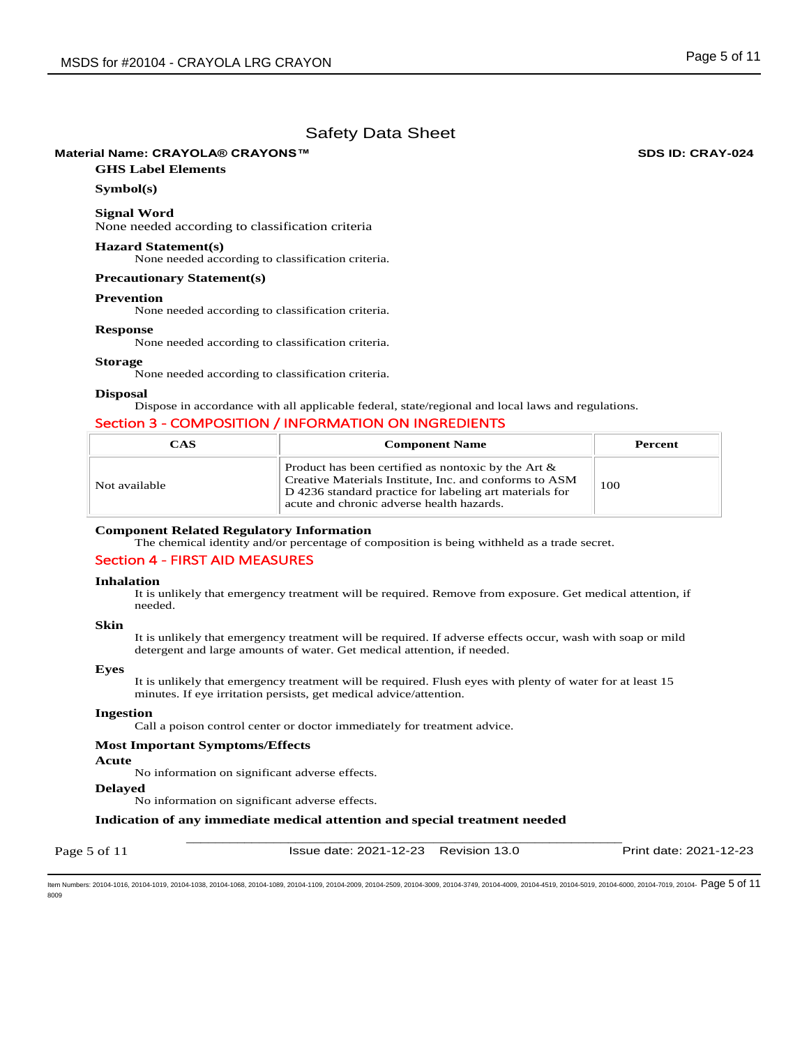# Safety Data Sheet

**Material Name: CRAYOLA® CRAYONS™** **SDS ID: CRAY-024**

### GHS Label Elements

**Symbol(s)**

**Signal Word**

None needed according to classification criteria

**Hazard Statement(s)**

None needed according to classification criteria.

**Precautionary Statement(s)**

**Prevention**

None needed according to classification criteria.

**Response**

None needed according to classification criteria.

**Storage**

None needed according to classification criteria.

**Disposal**

Dispose in accordance with all applicable federal, state/regional and local laws and regulations.

## Section 3 - COMPOSITION / INFORMATION ON INGREDIENTS

| CAS | Component Name | Percent |
| --- | --- | --- |
| Not available | Product has been certified as nontoxic by the Art & Creative Materials Institute, Inc. and conforms to ASM D 4236 standard practice for labeling art materials for acute and chronic adverse health hazards. | 100 |

**Component Related Regulatory Information**

The chemical identity and/or percentage of composition is being withheld as a trade secret.

## Section 4 - FIRST AID MEASURES

**Inhalation**

It is unlikely that emergency treatment will be required. Remove from exposure. Get medical attention, if needed.

**Skin**

It is unlikely that emergency treatment will be required. If adverse effects occur, wash with soap or mild detergent and large amounts of water. Get medical attention, if needed.

**Eyes**

It is unlikely that emergency treatment will be required. Flush eyes with plenty of water for at least 15 minutes. If eye irritation persists, get medical advice/attention.

**Ingestion**

Call a poison control center or doctor immediately for treatment advice.

**Most Important Symptoms/Effects**

**Acute**

No information on significant adverse effects.

**Delayed**

No information on significant adverse effects.

**Indication of any immediate medical attention and special treatment needed**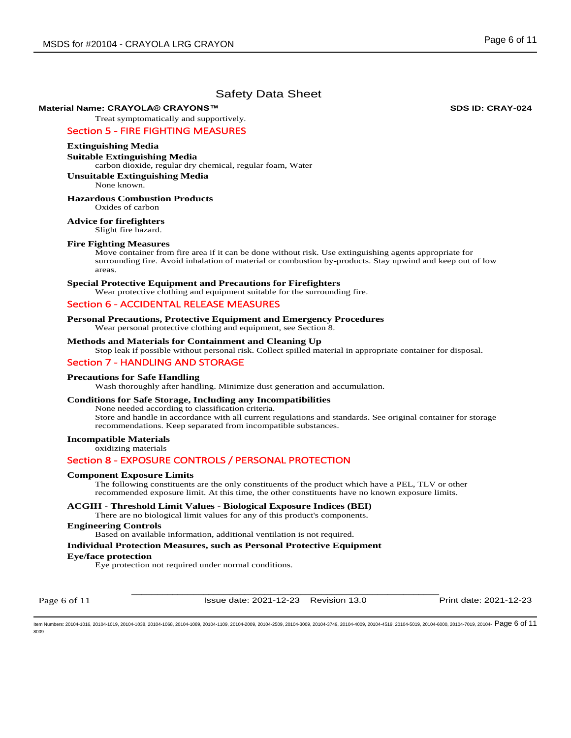# Safety Data Sheet

**Material Name: CRAYOLA® CRAYONS™** **SDS ID: CRAY-024**

Treat symptomatically and supportively.

## Section 5 - FIRE FIGHTING MEASURES

**Extinguishing Media**

**Suitable Extinguishing Media**

carbon dioxide, regular dry chemical, regular foam, Water

**Unsuitable Extinguishing Media**

None known.

**Hazardous Combustion Products**

Oxides of carbon

**Advice for firefighters**

Slight fire hazard.

**Fire Fighting Measures**

Move container from fire area if it can be done without risk. Use extinguishing agents appropriate for surrounding fire. Avoid inhalation of material or combustion by-products. Stay upwind and keep out of low areas.

**Special Protective Equipment and Precautions for Firefighters**

Wear protective clothing and equipment suitable for the surrounding fire.

## Section 6 - ACCIDENTAL RELEASE MEASURES

**Personal Precautions, Protective Equipment and Emergency Procedures**

Wear personal protective clothing and equipment, see Section 8.

**Methods and Materials for Containment and Cleaning Up**

Stop leak if possible without personal risk. Collect spilled material in appropriate container for disposal.

## Section 7 - HANDLING AND STORAGE

**Precautions for Safe Handling**

Wash thoroughly after handling. Minimize dust generation and accumulation.

**Conditions for Safe Storage, Including any Incompatibilities**

None needed according to classification criteria.
Store and handle in accordance with all current regulations and standards. See original container for storage recommendations. Keep separated from incompatible substances.

**Incompatible Materials**

oxidizing materials

## Section 8 - EXPOSURE CONTROLS / PERSONAL PROTECTION

**Component Exposure Limits**

The following constituents are the only constituents of the product which have a PEL, TLV or other recommended exposure limit. At this time, the other constituents have no known exposure limits.

**ACGIH - Threshold Limit Values - Biological Exposure Indices (BEI)**

There are no biological limit values for any of this product's components.

**Engineering Controls**

Based on available information, additional ventilation is not required.

**Individual Protection Measures, such as Personal Protective Equipment**

**Eye/face protection**

Eye protection not required under normal conditions.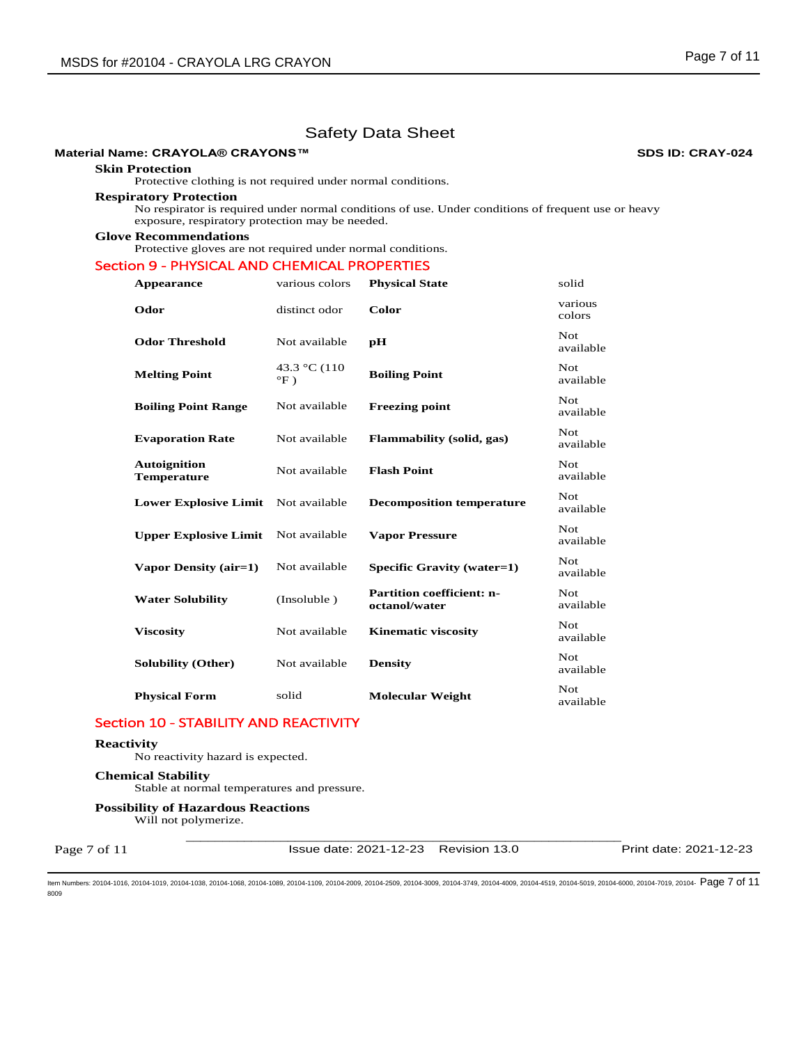# Safety Data Sheet

**Material Name: CRAYOLA® CRAYONS™** **SDS ID: CRAY-024**

### Skin Protection

Protective clothing is not required under normal conditions.

### Respiratory Protection

No respirator is required under normal conditions of use. Under conditions of frequent use or heavy exposure, respiratory protection may be needed.

### Glove Recommendations

Protective gloves are not required under normal conditions.

## Section 9 - PHYSICAL AND CHEMICAL PROPERTIES

| | | | |
|---|---|---|---|
| **Appearance** | various colors | **Physical State** | solid |
| **Odor** | distinct odor | **Color** | various colors |
| **Odor Threshold** | Not available | **pH** | Not available |
| **Melting Point** | 43.3 °C (110 °F ) | **Boiling Point** | Not available |
| **Boiling Point Range** | Not available | **Freezing point** | Not available |
| **Evaporation Rate** | Not available | **Flammability (solid, gas)** | Not available |
| **Autoignition Temperature** | Not available | **Flash Point** | Not available |
| **Lower Explosive Limit** | Not available | **Decomposition temperature** | Not available |
| **Upper Explosive Limit** | Not available | **Vapor Pressure** | Not available |
| **Vapor Density (air=1)** | Not available | **Specific Gravity (water=1)** | Not available |
| **Water Solubility** | (Insoluble ) | **Partition coefficient: n-octanol/water** | Not available |
| **Viscosity** | Not available | **Kinematic viscosity** | Not available |
| **Solubility (Other)** | Not available | **Density** | Not available |
| **Physical Form** | solid | **Molecular Weight** | Not available |

## Section 10 - STABILITY AND REACTIVITY

### Reactivity

No reactivity hazard is expected.

### Chemical Stability

Stable at normal temperatures and pressure.

### Possibility of Hazardous Reactions

Will not polymerize.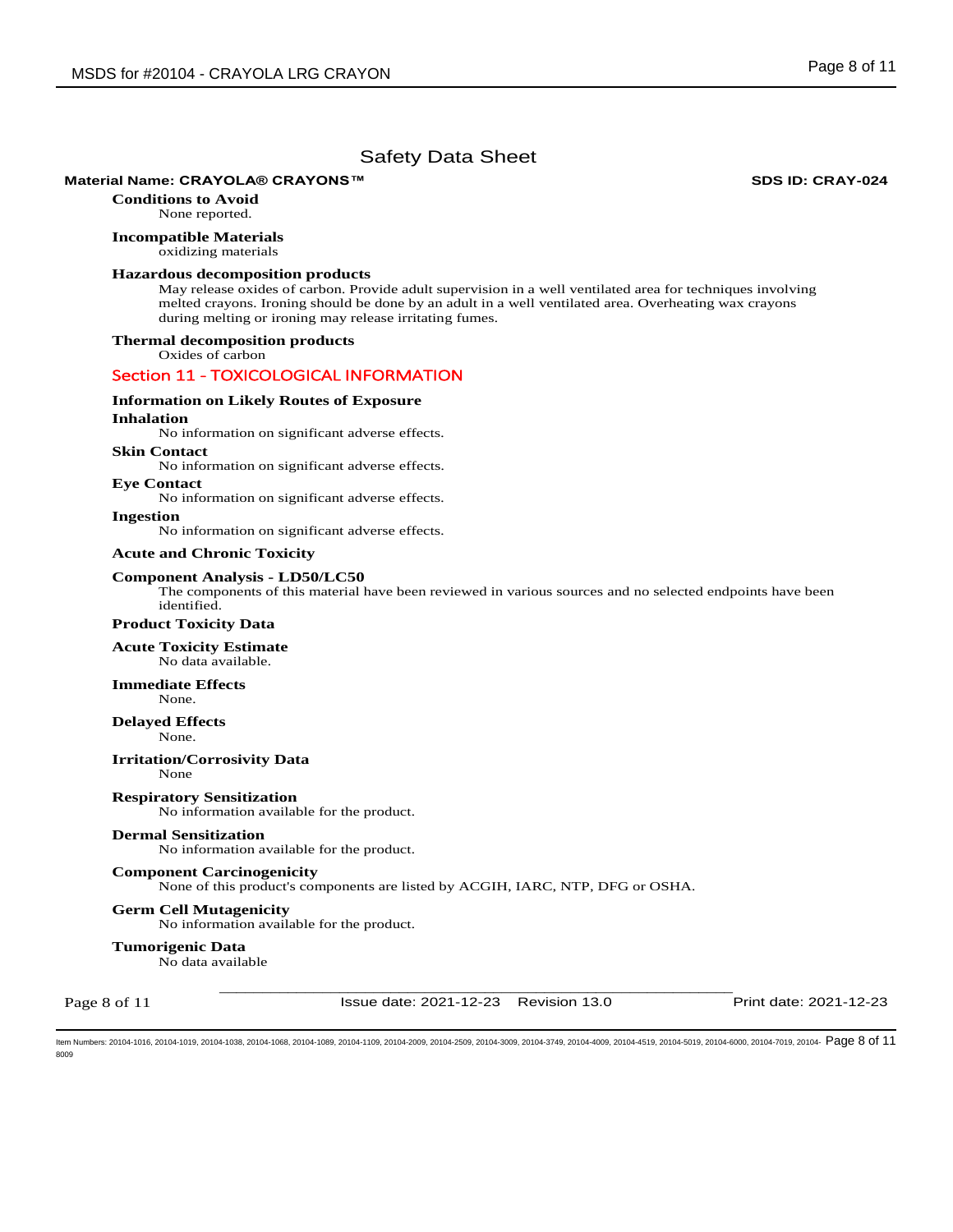## Safety Data Sheet

**Material Name: CRAYOLA® CRAYONS™** **SDS ID: CRAY-024**

**Conditions to Avoid**

None reported.

**Incompatible Materials**

oxidizing materials

**Hazardous decomposition products**

May release oxides of carbon. Provide adult supervision in a well ventilated area for techniques involving melted crayons. Ironing should be done by an adult in a well ventilated area. Overheating wax crayons during melting or ironing may release irritating fumes.

**Thermal decomposition products**

Oxides of carbon

## Section 11 - TOXICOLOGICAL INFORMATION

**Information on Likely Routes of Exposure**

**Inhalation**

No information on significant adverse effects.

**Skin Contact**

No information on significant adverse effects.

**Eye Contact**

No information on significant adverse effects.

**Ingestion**

No information on significant adverse effects.

**Acute and Chronic Toxicity**

**Component Analysis - LD50/LC50**

The components of this material have been reviewed in various sources and no selected endpoints have been identified.

**Product Toxicity Data**

**Acute Toxicity Estimate**

No data available.

**Immediate Effects**

None.

**Delayed Effects**

None.

**Irritation/Corrosivity Data**

None

**Respiratory Sensitization**

No information available for the product.

**Dermal Sensitization**

No information available for the product.

**Component Carcinogenicity**

None of this product's components are listed by ACGIH, IARC, NTP, DFG or OSHA.

**Germ Cell Mutagenicity**

No information available for the product.

**Tumorigenic Data**

No data available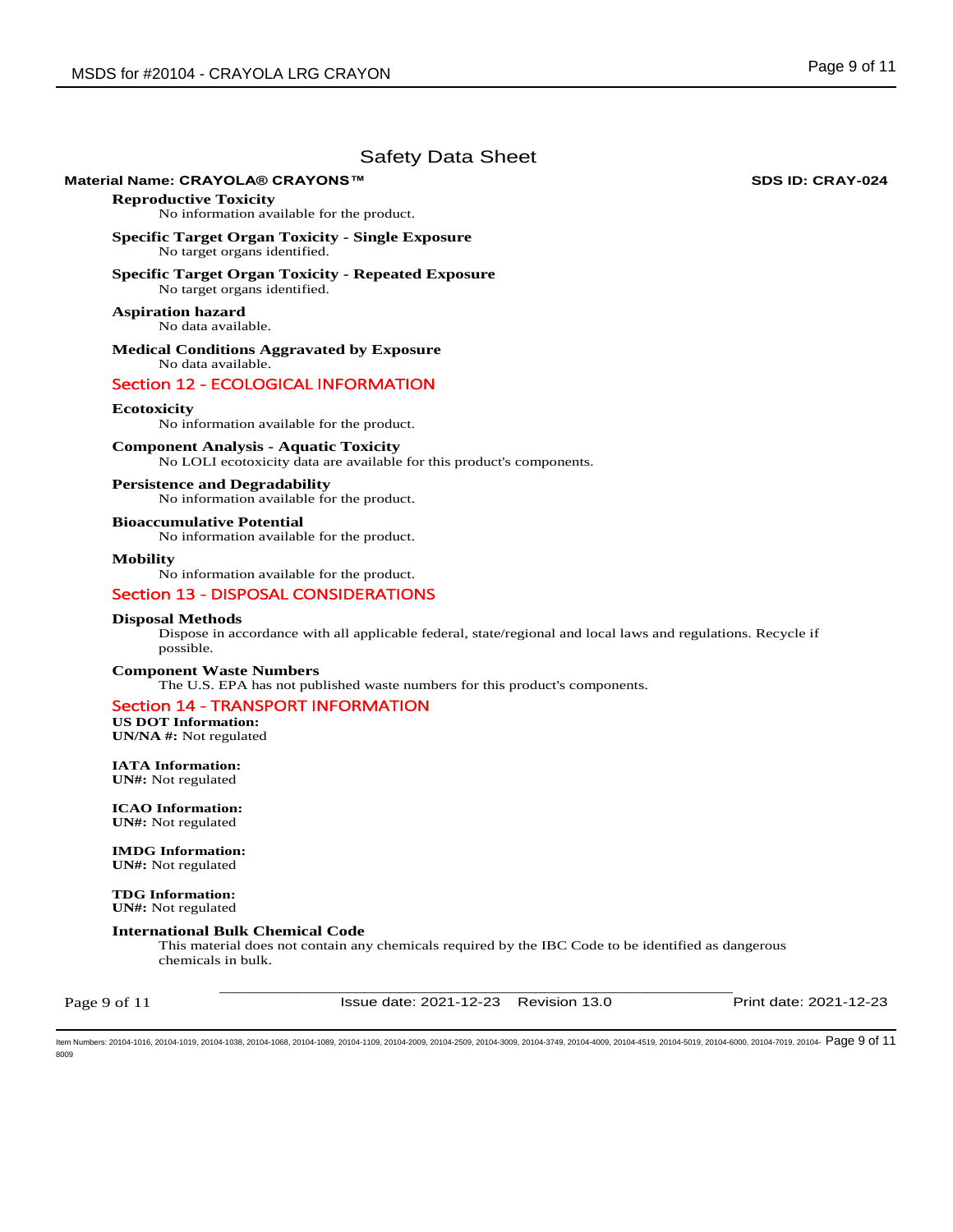# Safety Data Sheet

**Material Name: CRAYOLA® CRAYONS™** **SDS ID: CRAY-024**

**Reproductive Toxicity**
No information available for the product.

**Specific Target Organ Toxicity - Single Exposure**
No target organs identified.

**Specific Target Organ Toxicity - Repeated Exposure**
No target organs identified.

**Aspiration hazard**
No data available.

**Medical Conditions Aggravated by Exposure**
No data available.

## Section 12 - ECOLOGICAL INFORMATION

**Ecotoxicity**
No information available for the product.

**Component Analysis - Aquatic Toxicity**
No LOLI ecotoxicity data are available for this product's components.

**Persistence and Degradability**
No information available for the product.

**Bioaccumulative Potential**
No information available for the product.

**Mobility**
No information available for the product.

## Section 13 - DISPOSAL CONSIDERATIONS

**Disposal Methods**
Dispose in accordance with all applicable federal, state/regional and local laws and regulations. Recycle if possible.

**Component Waste Numbers**
The U.S. EPA has not published waste numbers for this product's components.

## Section 14 - TRANSPORT INFORMATION

**US DOT Information:**
**UN/NA #:** Not regulated

**IATA Information:**
**UN#:** Not regulated

**ICAO Information:**
**UN#:** Not regulated

**IMDG Information:**
**UN#:** Not regulated

**TDG Information:**
**UN#:** Not regulated

**International Bulk Chemical Code**
This material does not contain any chemicals required by the IBC Code to be identified as dangerous chemicals in bulk.

Issue date: 2021-12-23 Revision 13.0 Print date: 2021-12-23

Item Numbers: 20104-1016, 20104-1019, 20104-1038, 20104-1068, 20104-1089, 20104-1109, 20104-2009, 20104-2509, 20104-3009, 20104-3749, 20104-4009, 20104-4519, 20104-5019, 20104-6000, 20104-7019, 20104-8009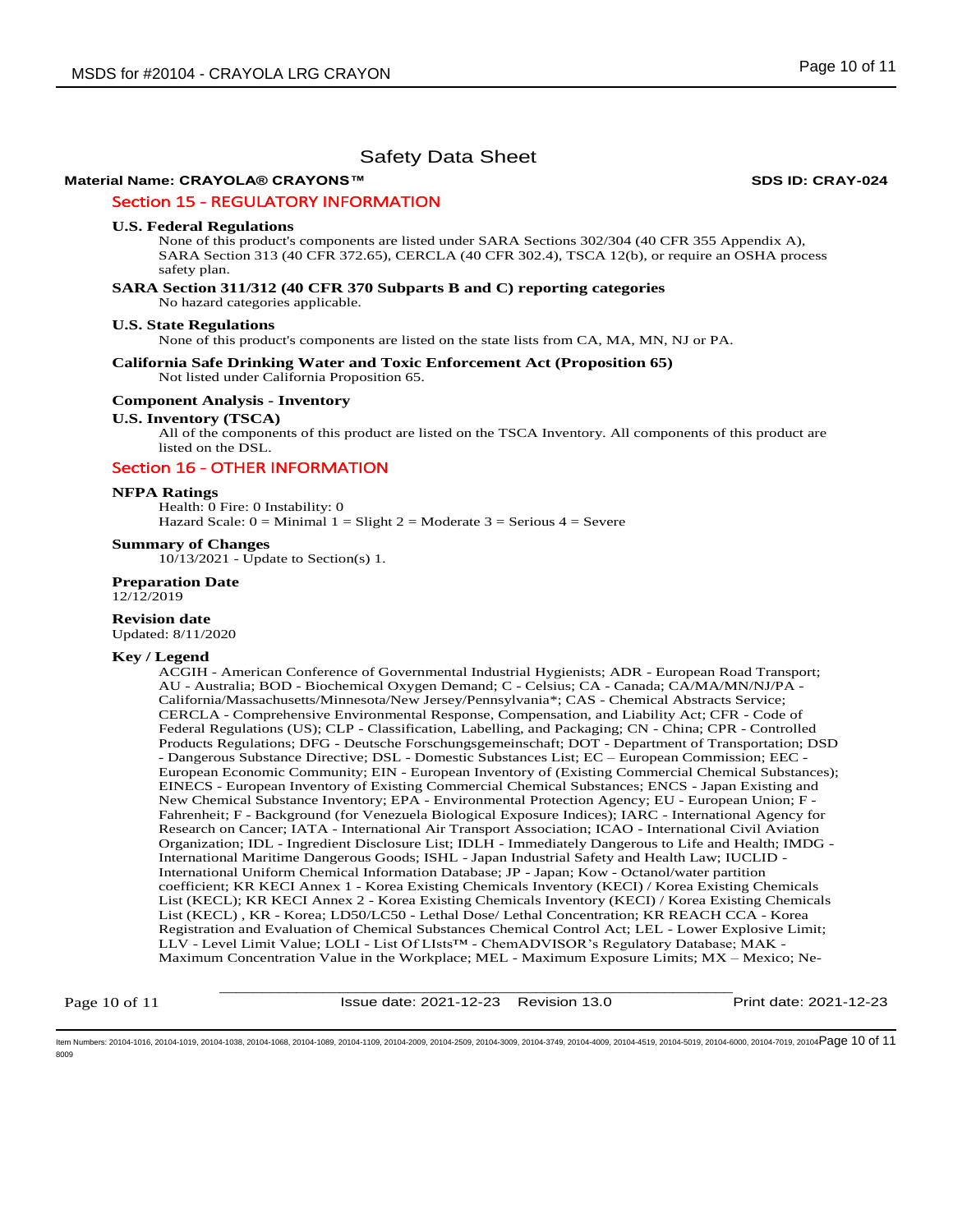# Safety Data Sheet

**Material Name: CRAYOLA® CRAYONS™** **SDS ID: CRAY-024**

## Section 15 - REGULATORY INFORMATION

### U.S. Federal Regulations

None of this product's components are listed under SARA Sections 302/304 (40 CFR 355 Appendix A), SARA Section 313 (40 CFR 372.65), CERCLA (40 CFR 302.4), TSCA 12(b), or require an OSHA process safety plan.

### SARA Section 311/312 (40 CFR 370 Subparts B and C) reporting categories

No hazard categories applicable.

### U.S. State Regulations

None of this product's components are listed on the state lists from CA, MA, MN, NJ or PA.

### California Safe Drinking Water and Toxic Enforcement Act (Proposition 65)

Not listed under California Proposition 65.

### Component Analysis - Inventory

### U.S. Inventory (TSCA)

All of the components of this product are listed on the TSCA Inventory. All components of this product are listed on the DSL.

## Section 16 - OTHER INFORMATION

### NFPA Ratings

Health: 0 Fire: 0 Instability: 0
Hazard Scale: 0 = Minimal 1 = Slight 2 = Moderate 3 = Serious 4 = Severe

### Summary of Changes

10/13/2021 - Update to Section(s) 1.

### Preparation Date

12/12/2019

### Revision date

Updated: 8/11/2020

### Key / Legend

ACGIH - American Conference of Governmental Industrial Hygienists; ADR - European Road Transport; AU - Australia; BOD - Biochemical Oxygen Demand; C - Celsius; CA - Canada; CA/MA/MN/NJ/PA - California/Massachusetts/Minnesota/New Jersey/Pennsylvania*; CAS - Chemical Abstracts Service; CERCLA - Comprehensive Environmental Response, Compensation, and Liability Act; CFR - Code of Federal Regulations (US); CLP - Classification, Labelling, and Packaging; CN - China; CPR - Controlled Products Regulations; DFG - Deutsche Forschungsgemeinschaft; DOT - Department of Transportation; DSD - Dangerous Substance Directive; DSL - Domestic Substances List; EC – European Commission; EEC - European Economic Community; EIN - European Inventory of (Existing Commercial Chemical Substances); EINECS - European Inventory of Existing Commercial Chemical Substances; ENCS - Japan Existing and New Chemical Substance Inventory; EPA - Environmental Protection Agency; EU - European Union; F - Fahrenheit; F - Background (for Venezuela Biological Exposure Indices); IARC - International Agency for Research on Cancer; IATA - International Air Transport Association; ICAO - International Civil Aviation Organization; IDL - Ingredient Disclosure List; IDLH - Immediately Dangerous to Life and Health; IMDG - International Maritime Dangerous Goods; ISHL - Japan Industrial Safety and Health Law; IUCLID - International Uniform Chemical Information Database; JP - Japan; Kow - Octanol/water partition coefficient; KR KECI Annex 1 - Korea Existing Chemicals Inventory (KECI) / Korea Existing Chemicals List (KECL); KR KECI Annex 2 - Korea Existing Chemicals Inventory (KECI) / Korea Existing Chemicals List (KECL) , KR - Korea; LD50/LC50 - Lethal Dose/ Lethal Concentration; KR REACH CCA - Korea Registration and Evaluation of Chemical Substances Chemical Control Act; LEL - Lower Explosive Limit; LLV - Level Limit Value; LOLI - List Of LIsts™ - ChemADVISOR's Regulatory Database; MAK - Maximum Concentration Value in the Workplace; MEL - Maximum Exposure Limits; MX – Mexico; Ne-

Issue date: 2021-12-23 Revision 13.0 Print date: 2021-12-23

Item Numbers: 20104-1016, 20104-1019, 20104-1038, 20104-1068, 20104-1089, 20104-1109, 20104-2009, 20104-2509, 20104-3009, 20104-3749, 20104-4009, 20104-4519, 20104-5019, 20104-6000, 20104-7019, 20104-8009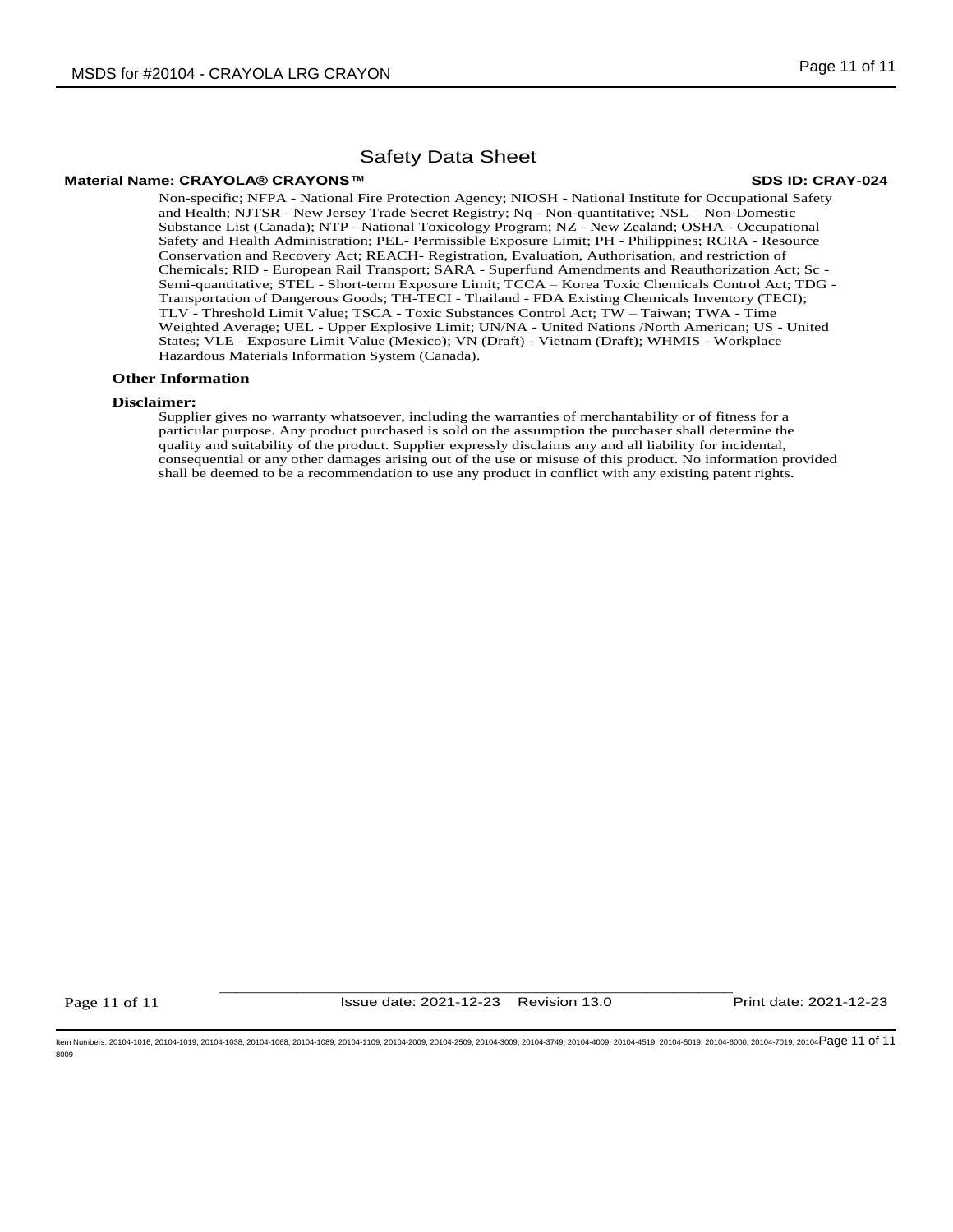# Safety Data Sheet

**Material Name: CRAYOLA® CRAYONS™** **SDS ID: CRAY-024**

Non-specific; NFPA - National Fire Protection Agency; NIOSH - National Institute for Occupational Safety and Health; NJTSR - New Jersey Trade Secret Registry; Nq - Non-quantitative; NSL – Non-Domestic Substance List (Canada); NTP - National Toxicology Program; NZ - New Zealand; OSHA - Occupational Safety and Health Administration; PEL- Permissible Exposure Limit; PH - Philippines; RCRA - Resource Conservation and Recovery Act; REACH- Registration, Evaluation, Authorisation, and restriction of Chemicals; RID - European Rail Transport; SARA - Superfund Amendments and Reauthorization Act; Sc - Semi-quantitative; STEL - Short-term Exposure Limit; TCCA – Korea Toxic Chemicals Control Act; TDG - Transportation of Dangerous Goods; TH-TECI - Thailand - FDA Existing Chemicals Inventory (TECI); TLV - Threshold Limit Value; TSCA - Toxic Substances Control Act; TW – Taiwan; TWA - Time Weighted Average; UEL - Upper Explosive Limit; UN/NA - United Nations /North American; US - United States; VLE - Exposure Limit Value (Mexico); VN (Draft) - Vietnam (Draft); WHMIS - Workplace Hazardous Materials Information System (Canada).

**Other Information**

**Disclaimer:**

Supplier gives no warranty whatsoever, including the warranties of merchantability or of fitness for a particular purpose. Any product purchased is sold on the assumption the purchaser shall determine the quality and suitability of the product. Supplier expressly disclaims any and all liability for incidental, consequential or any other damages arising out of the use or misuse of this product. No information provided shall be deemed to be a recommendation to use any product in conflict with any existing patent rights.

Issue date: 2021-12-23 Revision 13.0 Print date: 2021-12-23

Item Numbers: 20104-1016, 20104-1019, 20104-1038, 20104-1068, 20104-1089, 20104-1109, 20104-2009, 20104-2509, 20104-3009, 20104-3749, 20104-4009, 20104-4519, 20104-5019, 20104-6000, 20104-7019, 20104-8009